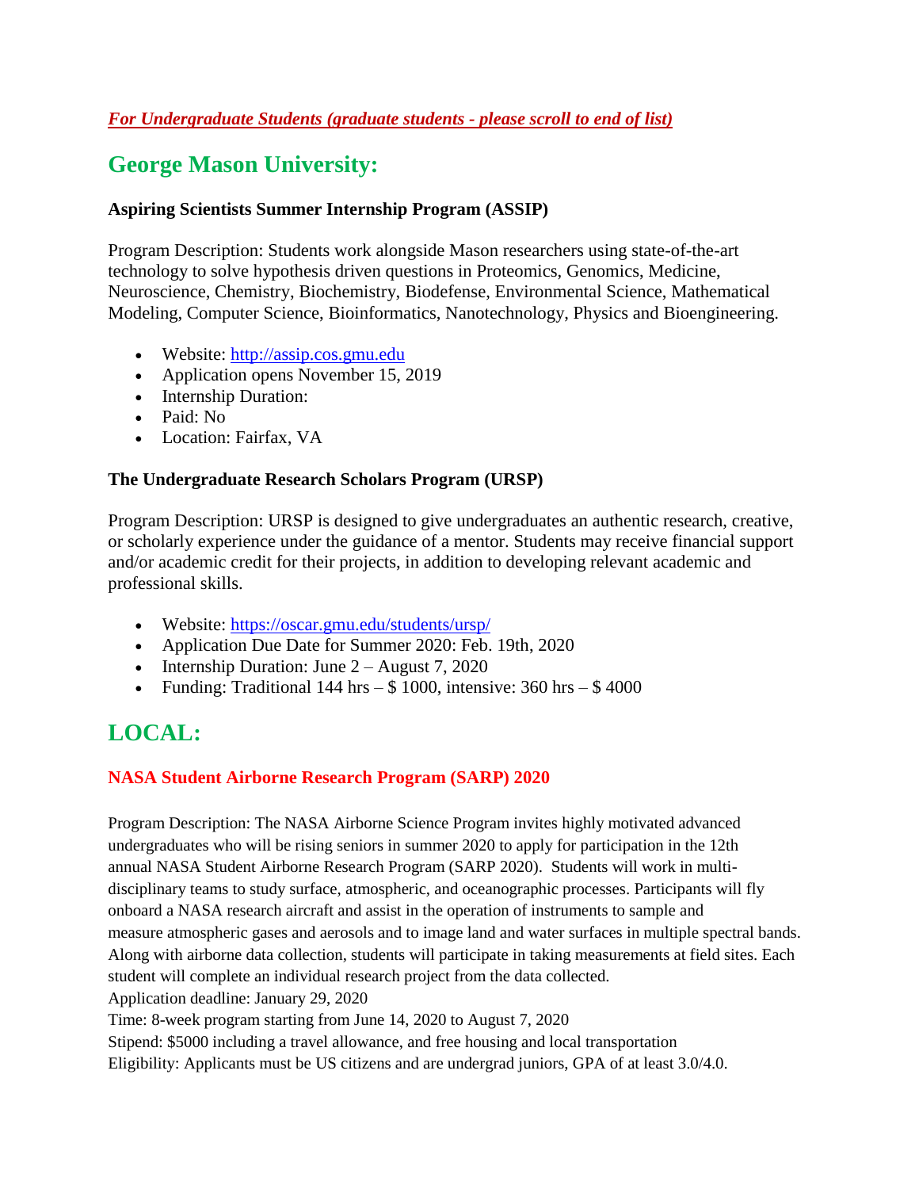***For Undergraduate Students (graduate students - please scroll to end of list)***

# George Mason University:

### Aspiring Scientists Summer Internship Program (ASSIP)

Program Description: Students work alongside Mason researchers using state-of-the-art technology to solve hypothesis driven questions in Proteomics, Genomics, Medicine, Neuroscience, Chemistry, Biochemistry, Biodefense, Environmental Science, Mathematical Modeling, Computer Science, Bioinformatics, Nanotechnology, Physics and Bioengineering.

- Website: [http://assip.cos.gmu.edu](http://assip.cos.gmu.edu)
- Application opens November 15, 2019
- Internship Duration:
- Paid: No
- Location: Fairfax, VA

### The Undergraduate Research Scholars Program (URSP)

Program Description: URSP is designed to give undergraduates an authentic research, creative, or scholarly experience under the guidance of a mentor. Students may receive financial support and/or academic credit for their projects, in addition to developing relevant academic and professional skills.

- Website: [https://oscar.gmu.edu/students/ursp/](https://oscar.gmu.edu/students/ursp/)
- Application Due Date for Summer 2020: Feb. 19th, 2020
- Internship Duration: June 2 – August 7, 2020
- Funding: Traditional 144 hrs – $ 1000, intensive: 360 hrs – $ 4000

# LOCAL:

### NASA Student Airborne Research Program (SARP) 2020

Program Description: The NASA Airborne Science Program invites highly motivated advanced undergraduates who will be rising seniors in summer 2020 to apply for participation in the 12th annual NASA Student Airborne Research Program (SARP 2020). Students will work in multi-disciplinary teams to study surface, atmospheric, and oceanographic processes. Participants will fly onboard a NASA research aircraft and assist in the operation of instruments to sample and measure atmospheric gases and aerosols and to image land and water surfaces in multiple spectral bands. Along with airborne data collection, students will participate in taking measurements at field sites. Each student will complete an individual research project from the data collected.
Application deadline: January 29, 2020
Time: 8-week program starting from June 14, 2020 to August 7, 2020
Stipend: $5000 including a travel allowance, and free housing and local transportation
Eligibility: Applicants must be US citizens and are undergrad juniors, GPA of at least 3.0/4.0.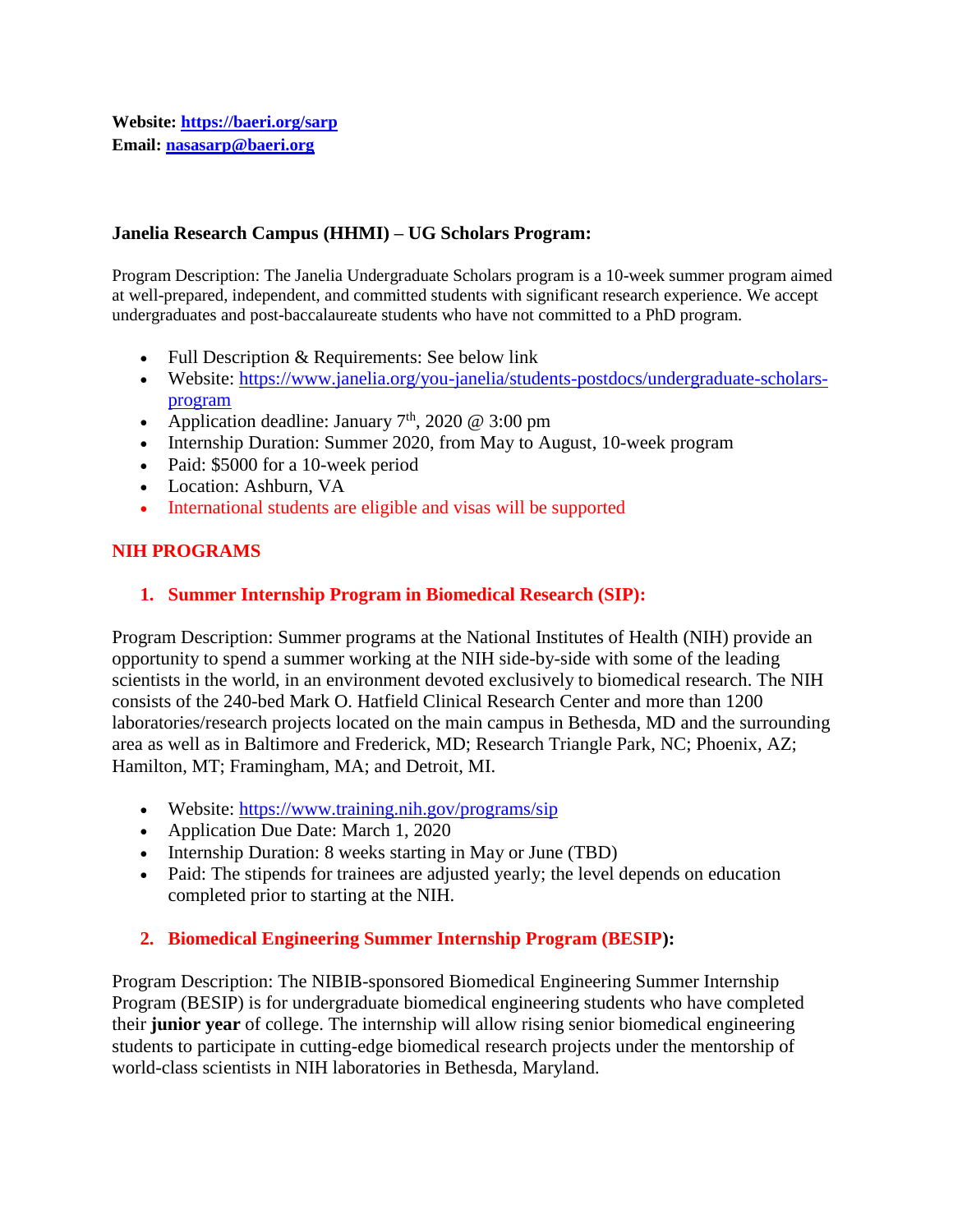**Website:** [https://baeri.org/sarp](https://baeri.org/sarp)
**Email:** [nasasarp@baeri.org](mailto:nasasarp@baeri.org)

### Janelia Research Campus (HHMI) – UG Scholars Program:

Program Description: The Janelia Undergraduate Scholars program is a 10-week summer program aimed at well-prepared, independent, and committed students with significant research experience. We accept undergraduates and post-baccalaureate students who have not committed to a PhD program.

- Full Description & Requirements: See below link
- Website: [https://www.janelia.org/you-janelia/students-postdocs/undergraduate-scholars-program](https://www.janelia.org/you-janelia/students-postdocs/undergraduate-scholars-program)
- Application deadline: January 7th, 2020 @ 3:00 pm
- Internship Duration: Summer 2020, from May to August, 10-week program
- Paid: $5000 for a 10-week period
- Location: Ashburn, VA
- International students are eligible and visas will be supported

## NIH PROGRAMS

### 1. Summer Internship Program in Biomedical Research (SIP):

Program Description: Summer programs at the National Institutes of Health (NIH) provide an opportunity to spend a summer working at the NIH side-by-side with some of the leading scientists in the world, in an environment devoted exclusively to biomedical research. The NIH consists of the 240-bed Mark O. Hatfield Clinical Research Center and more than 1200 laboratories/research projects located on the main campus in Bethesda, MD and the surrounding area as well as in Baltimore and Frederick, MD; Research Triangle Park, NC; Phoenix, AZ; Hamilton, MT; Framingham, MA; and Detroit, MI.

- Website: [https://www.training.nih.gov/programs/sip](https://www.training.nih.gov/programs/sip)
- Application Due Date: March 1, 2020
- Internship Duration: 8 weeks starting in May or June (TBD)
- Paid: The stipends for trainees are adjusted yearly; the level depends on education completed prior to starting at the NIH.

### 2. Biomedical Engineering Summer Internship Program (BESIP):

Program Description: The NIBIB-sponsored Biomedical Engineering Summer Internship Program (BESIP) is for undergraduate biomedical engineering students who have completed their **junior year** of college. The internship will allow rising senior biomedical engineering students to participate in cutting-edge biomedical research projects under the mentorship of world-class scientists in NIH laboratories in Bethesda, Maryland.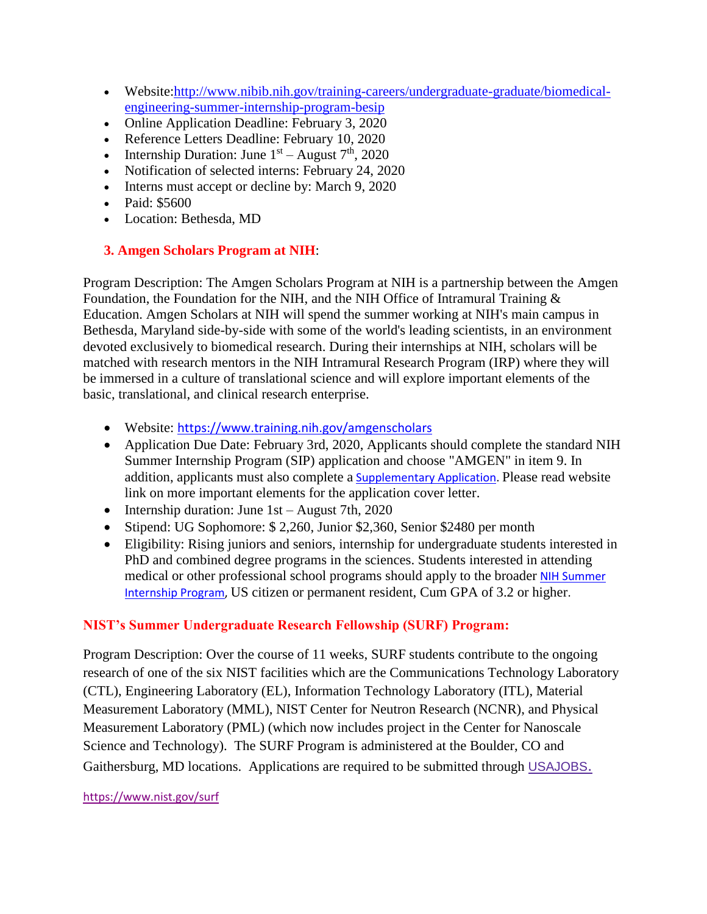- Website:[http://www.nibib.nih.gov/training-careers/undergraduate-graduate/biomedical-engineering-summer-internship-program-besip](http://www.nibib.nih.gov/training-careers/undergraduate-graduate/biomedical-engineering-summer-internship-program-besip)
- Online Application Deadline: February 3, 2020
- Reference Letters Deadline: February 10, 2020
- Internship Duration: June 1st – August 7th, 2020
- Notification of selected interns: February 24, 2020
- Interns must accept or decline by: March 9, 2020
- Paid: $5600
- Location: Bethesda, MD

### 3. Amgen Scholars Program at NIH:

Program Description: The Amgen Scholars Program at NIH is a partnership between the Amgen Foundation, the Foundation for the NIH, and the NIH Office of Intramural Training & Education. Amgen Scholars at NIH will spend the summer working at NIH's main campus in Bethesda, Maryland side-by-side with some of the world's leading scientists, in an environment devoted exclusively to biomedical research. During their internships at NIH, scholars will be matched with research mentors in the NIH Intramural Research Program (IRP) where they will be immersed in a culture of translational science and will explore important elements of the basic, translational, and clinical research enterprise.

- Website: [https://www.training.nih.gov/amgenscholars](https://www.training.nih.gov/amgenscholars)
- Application Due Date: February 3rd, 2020, Applicants should complete the standard NIH Summer Internship Program (SIP) application and choose "AMGEN" in item 9. In addition, applicants must also complete a Supplementary Application. Please read website link on more important elements for the application cover letter.
- Internship duration: June 1st – August 7th, 2020
- Stipend: UG Sophomore: $ 2,260, Junior $2,360, Senior $2480 per month
- Eligibility: Rising juniors and seniors, internship for undergraduate students interested in PhD and combined degree programs in the sciences. Students interested in attending medical or other professional school programs should apply to the broader NIH Summer Internship Program, US citizen or permanent resident, Cum GPA of 3.2 or higher.

### NIST's Summer Undergraduate Research Fellowship (SURF) Program:

Program Description: Over the course of 11 weeks, SURF students contribute to the ongoing research of one of the six NIST facilities which are the Communications Technology Laboratory (CTL), Engineering Laboratory (EL), Information Technology Laboratory (ITL), Material Measurement Laboratory (MML), NIST Center for Neutron Research (NCNR), and Physical Measurement Laboratory (PML) (which now includes project in the Center for Nanoscale Science and Technology). The SURF Program is administered at the Boulder, CO and Gaithersburg, MD locations. Applications are required to be submitted through USAJOBS.

[https://www.nist.gov/surf](https://www.nist.gov/surf)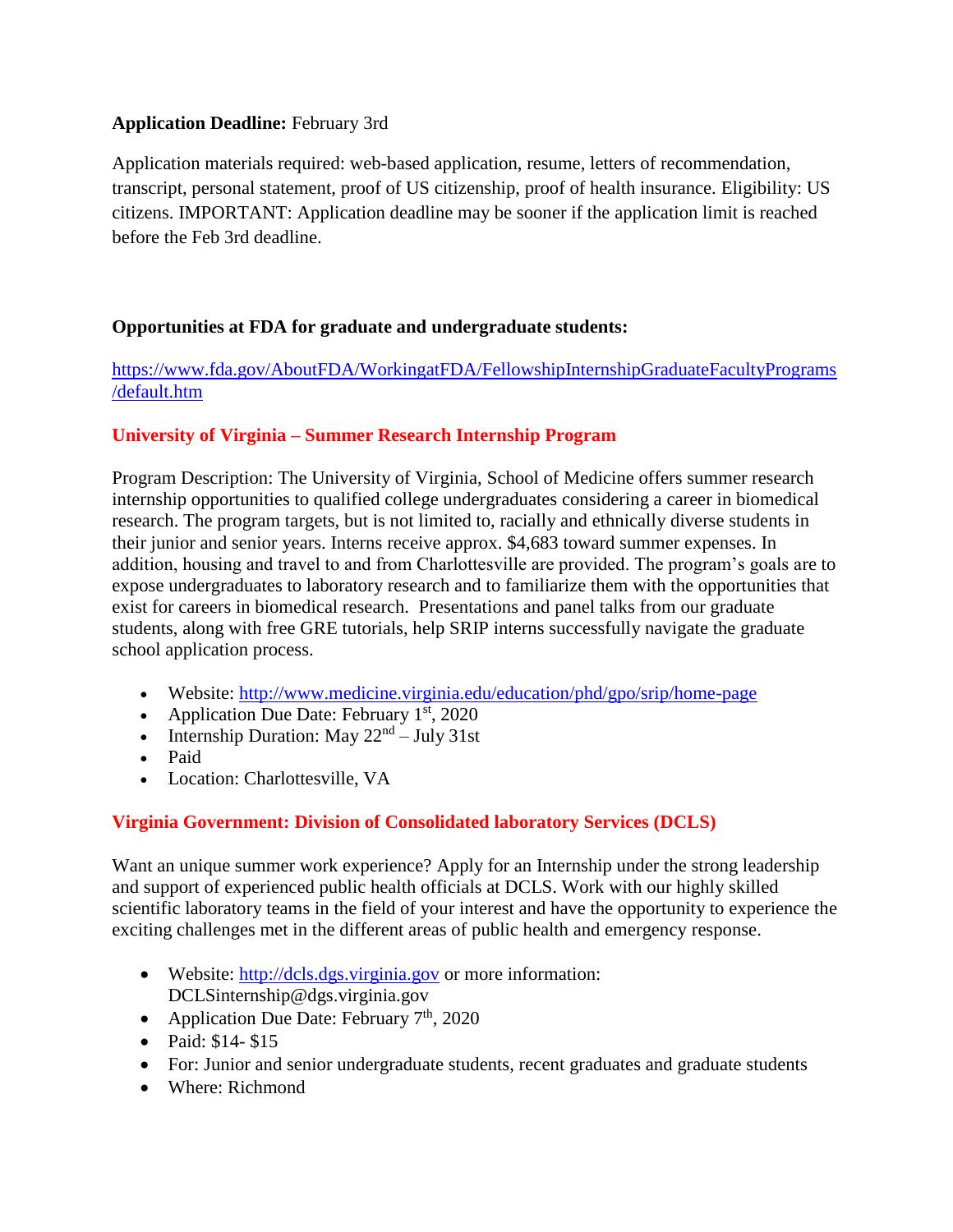**Application Deadline:** February 3rd

Application materials required: web-based application, resume, letters of recommendation, transcript, personal statement, proof of US citizenship, proof of health insurance. Eligibility: US citizens. IMPORTANT: Application deadline may be sooner if the application limit is reached before the Feb 3rd deadline.

**Opportunities at FDA for graduate and undergraduate students:**

https://www.fda.gov/AboutFDA/WorkingatFDA/FellowshipInternshipGraduateFacultyPrograms/default.htm

## University of Virginia – Summer Research Internship Program

Program Description: The University of Virginia, School of Medicine offers summer research internship opportunities to qualified college undergraduates considering a career in biomedical research. The program targets, but is not limited to, racially and ethnically diverse students in their junior and senior years. Interns receive approx. $4,683 toward summer expenses. In addition, housing and travel to and from Charlottesville are provided. The program's goals are to expose undergraduates to laboratory research and to familiarize them with the opportunities that exist for careers in biomedical research. Presentations and panel talks from our graduate students, along with free GRE tutorials, help SRIP interns successfully navigate the graduate school application process.

- Website: http://www.medicine.virginia.edu/education/phd/gpo/srip/home-page
- Application Due Date: February 1st, 2020
- Internship Duration: May 22nd – July 31st
- Paid
- Location: Charlottesville, VA

## Virginia Government: Division of Consolidated laboratory Services (DCLS)

Want an unique summer work experience? Apply for an Internship under the strong leadership and support of experienced public health officials at DCLS. Work with our highly skilled scientific laboratory teams in the field of your interest and have the opportunity to experience the exciting challenges met in the different areas of public health and emergency response.

- Website: http://dcls.dgs.virginia.gov or more information: DCLSinternship@dgs.virginia.gov
- Application Due Date: February 7th, 2020
- Paid: $14- $15
- For: Junior and senior undergraduate students, recent graduates and graduate students
- Where: Richmond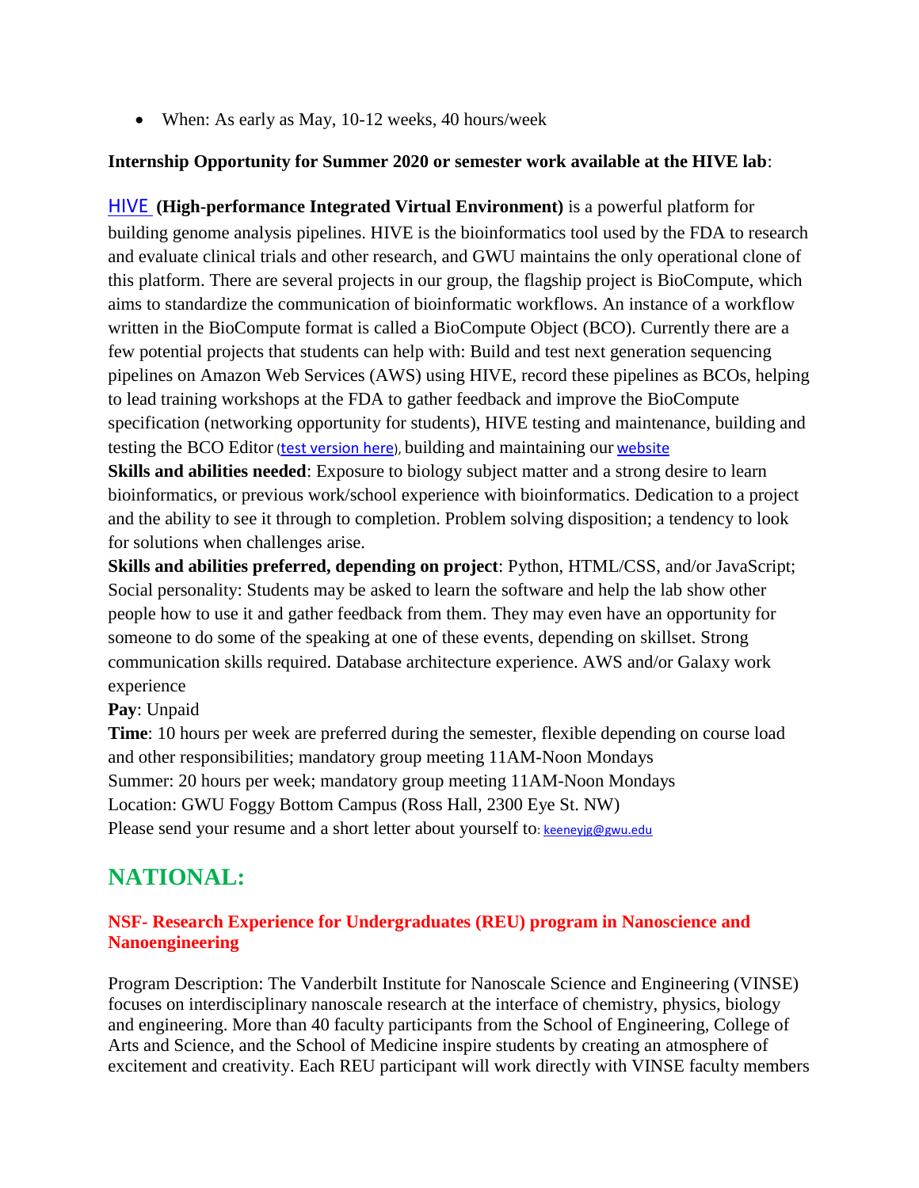- When: As early as May, 10-12 weeks, 40 hours/week

**Internship Opportunity for Summer 2020 or semester work available at the HIVE lab**:

HIVE **(High-performance Integrated Virtual Environment)** is a powerful platform for building genome analysis pipelines. HIVE is the bioinformatics tool used by the FDA to research and evaluate clinical trials and other research, and GWU maintains the only operational clone of this platform. There are several projects in our group, the flagship project is BioCompute, which aims to standardize the communication of bioinformatic workflows. An instance of a workflow written in the BioCompute format is called a BioCompute Object (BCO). Currently there are a few potential projects that students can help with: Build and test next generation sequencing pipelines on Amazon Web Services (AWS) using HIVE, record these pipelines as BCOs, helping to lead training workshops at the FDA to gather feedback and improve the BioCompute specification (networking opportunity for students), HIVE testing and maintenance, building and testing the BCO Editor (test version here), building and maintaining our website

**Skills and abilities needed**: Exposure to biology subject matter and a strong desire to learn bioinformatics, or previous work/school experience with bioinformatics. Dedication to a project and the ability to see it through to completion. Problem solving disposition; a tendency to look for solutions when challenges arise.

**Skills and abilities preferred, depending on project**: Python, HTML/CSS, and/or JavaScript; Social personality: Students may be asked to learn the software and help the lab show other people how to use it and gather feedback from them. They may even have an opportunity for someone to do some of the speaking at one of these events, depending on skillset. Strong communication skills required. Database architecture experience. AWS and/or Galaxy work experience

**Pay**: Unpaid

**Time**: 10 hours per week are preferred during the semester, flexible depending on course load and other responsibilities; mandatory group meeting 11AM-Noon Mondays

Summer: 20 hours per week; mandatory group meeting 11AM-Noon Mondays

Location: GWU Foggy Bottom Campus (Ross Hall, 2300 Eye St. NW)

Please send your resume and a short letter about yourself to: keeneyjg@gwu.edu

# NATIONAL:

### NSF- Research Experience for Undergraduates (REU) program in Nanoscience and Nanoengineering

Program Description: The Vanderbilt Institute for Nanoscale Science and Engineering (VINSE) focuses on interdisciplinary nanoscale research at the interface of chemistry, physics, biology and engineering. More than 40 faculty participants from the School of Engineering, College of Arts and Science, and the School of Medicine inspire students by creating an atmosphere of excitement and creativity. Each REU participant will work directly with VINSE faculty members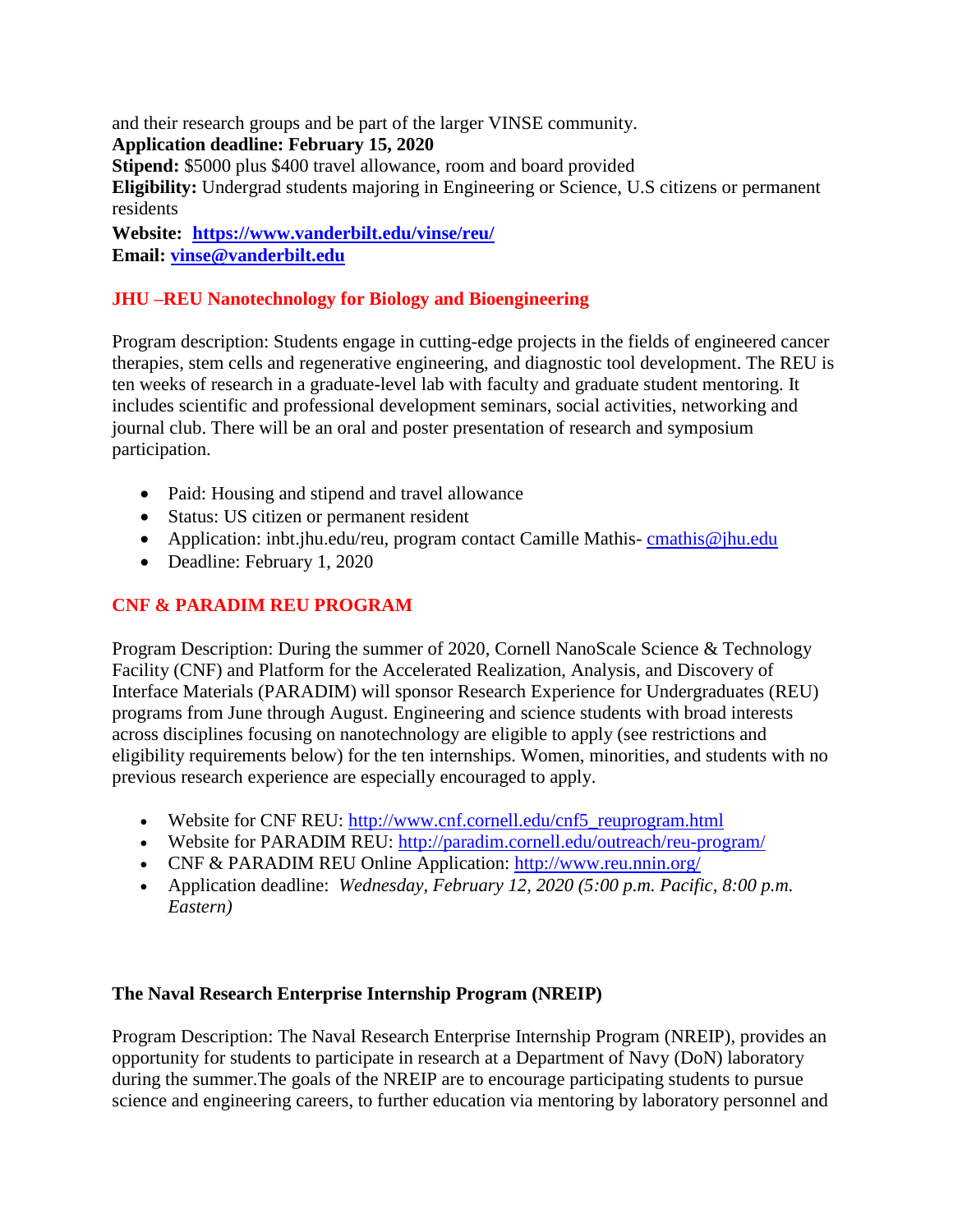and their research groups and be part of the larger VINSE community.
**Application deadline: February 15, 2020**
**Stipend:** $5000 plus $400 travel allowance, room and board provided
**Eligibility:** Undergrad students majoring in Engineering or Science, U.S citizens or permanent residents
**Website:** **https://www.vanderbilt.edu/vinse/reu/**
**Email:** **vinse@vanderbilt.edu**

## JHU –REU Nanotechnology for Biology and Bioengineering

Program description: Students engage in cutting-edge projects in the fields of engineered cancer therapies, stem cells and regenerative engineering, and diagnostic tool development. The REU is ten weeks of research in a graduate-level lab with faculty and graduate student mentoring. It includes scientific and professional development seminars, social activities, networking and journal club. There will be an oral and poster presentation of research and symposium participation.

- Paid: Housing and stipend and travel allowance
- Status: US citizen or permanent resident
- Application: inbt.jhu.edu/reu, program contact Camille Mathis- cmathis@jhu.edu
- Deadline: February 1, 2020

## CNF & PARADIM REU PROGRAM

Program Description: During the summer of 2020, Cornell NanoScale Science & Technology Facility (CNF) and Platform for the Accelerated Realization, Analysis, and Discovery of Interface Materials (PARADIM) will sponsor Research Experience for Undergraduates (REU) programs from June through August. Engineering and science students with broad interests across disciplines focusing on nanotechnology are eligible to apply (see restrictions and eligibility requirements below) for the ten internships. Women, minorities, and students with no previous research experience are especially encouraged to apply.

- Website for CNF REU: http://www.cnf.cornell.edu/cnf5_reuprogram.html
- Website for PARADIM REU: http://paradim.cornell.edu/outreach/reu-program/
- CNF & PARADIM REU Online Application: http://www.reu.nnin.org/
- Application deadline: *Wednesday, February 12, 2020 (5:00 p.m. Pacific, 8:00 p.m. Eastern)*

## The Naval Research Enterprise Internship Program (NREIP)

Program Description: The Naval Research Enterprise Internship Program (NREIP), provides an opportunity for students to participate in research at a Department of Navy (DoN) laboratory during the summer.The goals of the NREIP are to encourage participating students to pursue science and engineering careers, to further education via mentoring by laboratory personnel and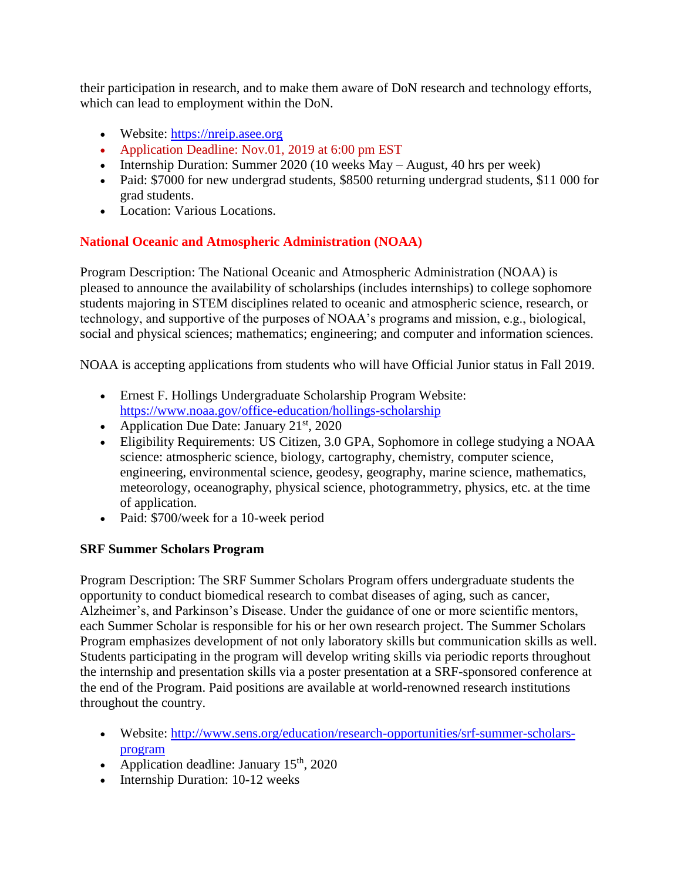their participation in research, and to make them aware of DoN research and technology efforts, which can lead to employment within the DoN.

- Website: [https://nreip.asee.org](https://nreip.asee.org)
- Application Deadline: Nov.01, 2019 at 6:00 pm EST
- Internship Duration: Summer 2020 (10 weeks May – August, 40 hrs per week)
- Paid: $7000 for new undergrad students, $8500 returning undergrad students, $11 000 for grad students.
- Location: Various Locations.

### National Oceanic and Atmospheric Administration (NOAA)

Program Description: The National Oceanic and Atmospheric Administration (NOAA) is pleased to announce the availability of scholarships (includes internships) to college sophomore students majoring in STEM disciplines related to oceanic and atmospheric science, research, or technology, and supportive of the purposes of NOAA's programs and mission, e.g., biological, social and physical sciences; mathematics; engineering; and computer and information sciences.

NOAA is accepting applications from students who will have Official Junior status in Fall 2019.

- Ernest F. Hollings Undergraduate Scholarship Program Website: [https://www.noaa.gov/office-education/hollings-scholarship](https://www.noaa.gov/office-education/hollings-scholarship)
- Application Due Date: January 21st, 2020
- Eligibility Requirements: US Citizen, 3.0 GPA, Sophomore in college studying a NOAA science: atmospheric science, biology, cartography, chemistry, computer science, engineering, environmental science, geodesy, geography, marine science, mathematics, meteorology, oceanography, physical science, photogrammetry, physics, etc. at the time of application.
- Paid: $700/week for a 10-week period

### SRF Summer Scholars Program

Program Description: The SRF Summer Scholars Program offers undergraduate students the opportunity to conduct biomedical research to combat diseases of aging, such as cancer, Alzheimer's, and Parkinson's Disease. Under the guidance of one or more scientific mentors, each Summer Scholar is responsible for his or her own research project. The Summer Scholars Program emphasizes development of not only laboratory skills but communication skills as well. Students participating in the program will develop writing skills via periodic reports throughout the internship and presentation skills via a poster presentation at a SRF-sponsored conference at the end of the Program. Paid positions are available at world-renowned research institutions throughout the country.

- Website: [http://www.sens.org/education/research-opportunities/srf-summer-scholars-program](http://www.sens.org/education/research-opportunities/srf-summer-scholars-program)
- Application deadline: January 15th, 2020
- Internship Duration: 10-12 weeks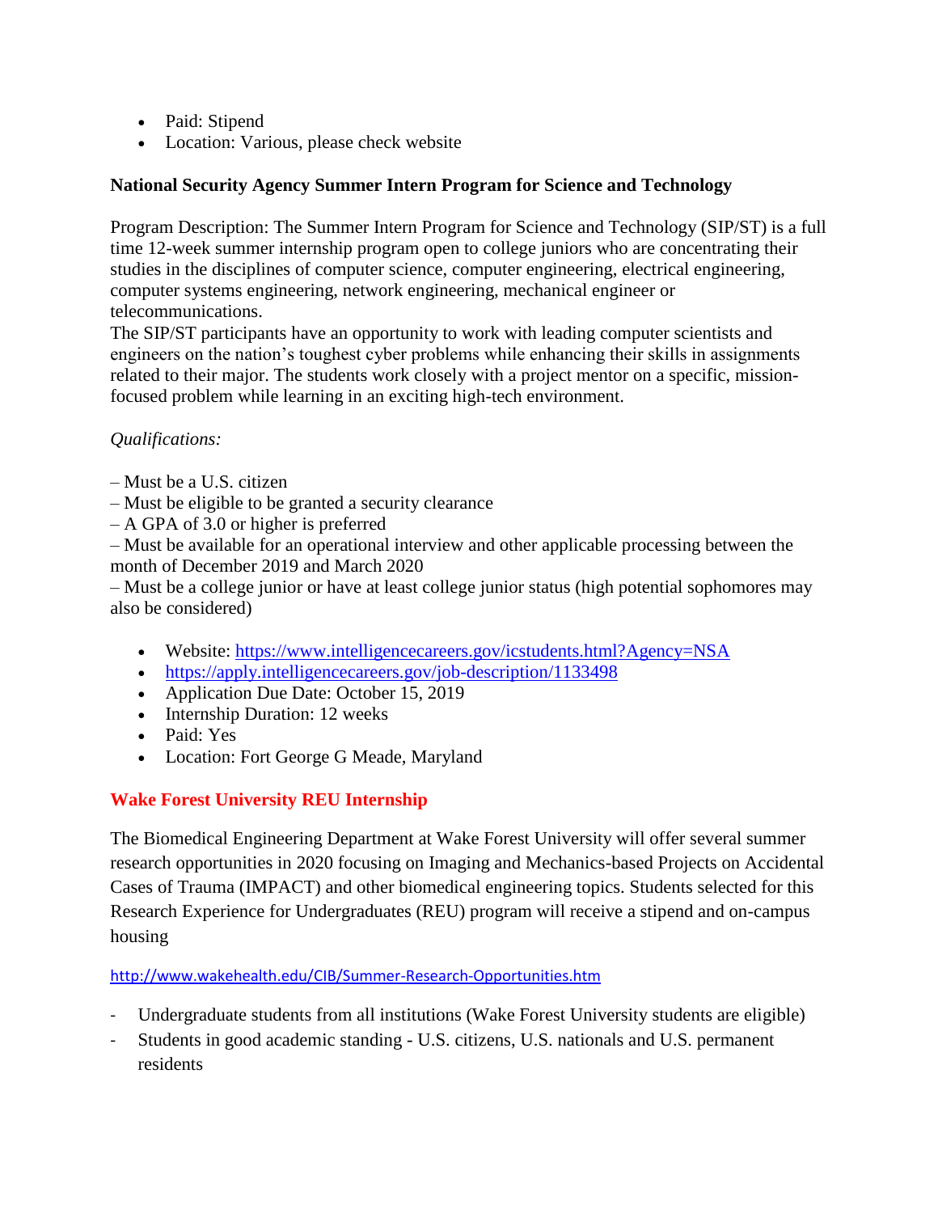- Paid: Stipend
- Location: Various, please check website

**National Security Agency Summer Intern Program for Science and Technology**

Program Description: The Summer Intern Program for Science and Technology (SIP/ST) is a full time 12-week summer internship program open to college juniors who are concentrating their studies in the disciplines of computer science, computer engineering, electrical engineering, computer systems engineering, network engineering, mechanical engineer or telecommunications.
The SIP/ST participants have an opportunity to work with leading computer scientists and engineers on the nation's toughest cyber problems while enhancing their skills in assignments related to their major. The students work closely with a project mentor on a specific, mission-focused problem while learning in an exciting high-tech environment.

*Qualifications:*

– Must be a U.S. citizen
– Must be eligible to be granted a security clearance
– A GPA of 3.0 or higher is preferred
– Must be available for an operational interview and other applicable processing between the month of December 2019 and March 2020
– Must be a college junior or have at least college junior status (high potential sophomores may also be considered)

- Website: https://www.intelligencecareers.gov/icstudents.html?Agency=NSA
- https://apply.intelligencecareers.gov/job-description/1133498
- Application Due Date: October 15, 2019
- Internship Duration: 12 weeks
- Paid: Yes
- Location: Fort George G Meade, Maryland

**Wake Forest University REU Internship**

The Biomedical Engineering Department at Wake Forest University will offer several summer research opportunities in 2020 focusing on Imaging and Mechanics-based Projects on Accidental Cases of Trauma (IMPACT) and other biomedical engineering topics. Students selected for this Research Experience for Undergraduates (REU) program will receive a stipend and on-campus housing

http://www.wakehealth.edu/CIB/Summer-Research-Opportunities.htm

- Undergraduate students from all institutions (Wake Forest University students are eligible)
- Students in good academic standing - U.S. citizens, U.S. nationals and U.S. permanent residents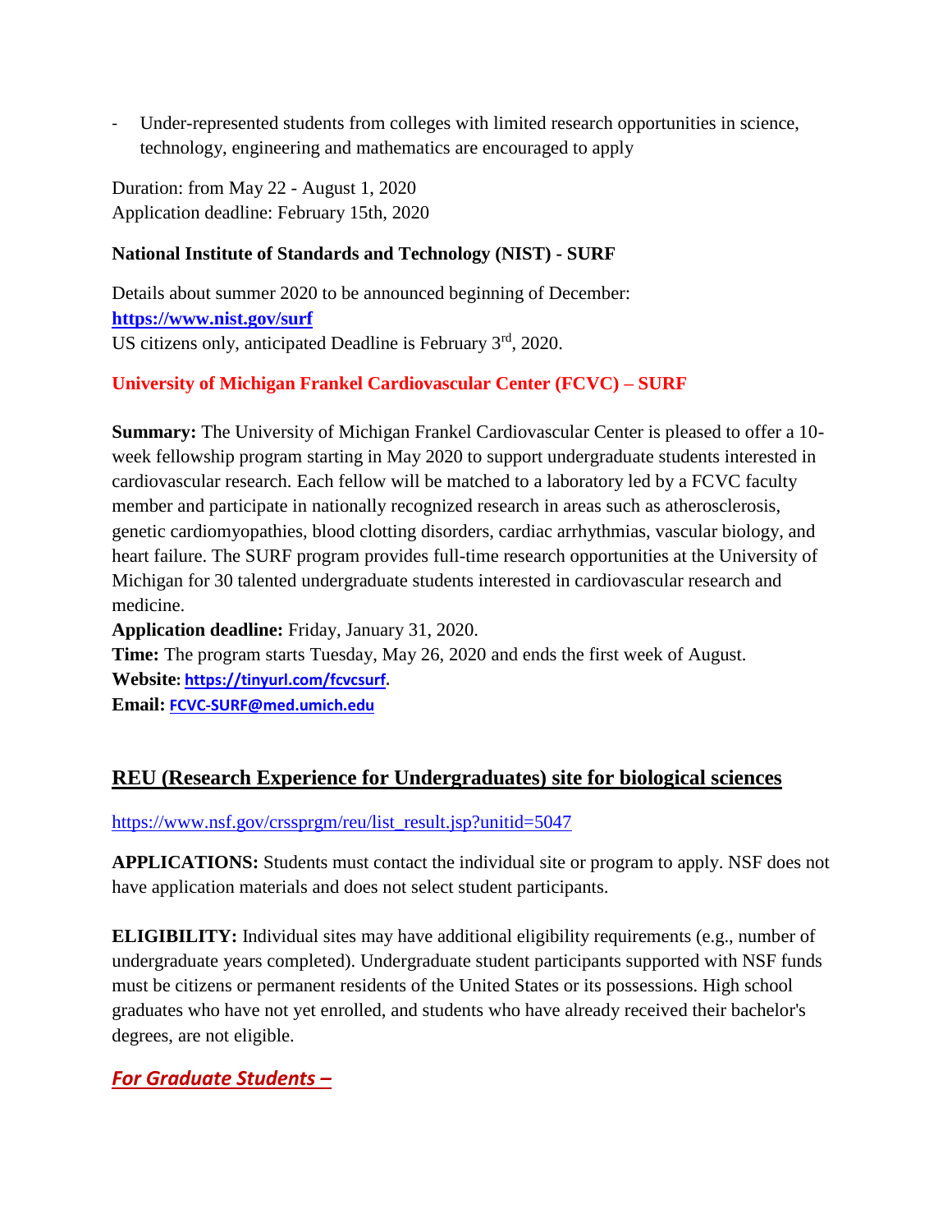- Under-represented students from colleges with limited research opportunities in science, technology, engineering and mathematics are encouraged to apply

Duration: from May 22 - August 1, 2020
Application deadline: February 15th, 2020

**National Institute of Standards and Technology (NIST) - SURF**

Details about summer 2020 to be announced beginning of December:
**https://www.nist.gov/surf**
US citizens only, anticipated Deadline is February 3rd, 2020.

**University of Michigan Frankel Cardiovascular Center (FCVC) – SURF**

**Summary:** The University of Michigan Frankel Cardiovascular Center is pleased to offer a 10-week fellowship program starting in May 2020 to support undergraduate students interested in cardiovascular research. Each fellow will be matched to a laboratory led by a FCVC faculty member and participate in nationally recognized research in areas such as atherosclerosis, genetic cardiomyopathies, blood clotting disorders, cardiac arrhythmias, vascular biology, and heart failure. The SURF program provides full-time research opportunities at the University of Michigan for 30 talented undergraduate students interested in cardiovascular research and medicine.
**Application deadline:** Friday, January 31, 2020.
**Time:** The program starts Tuesday, May 26, 2020 and ends the first week of August.
**Website:** **https://tinyurl.com/fcvcsurf**.
**Email:** **FCVC-SURF@med.umich.edu**

## REU (Research Experience for Undergraduates) site for biological sciences

https://www.nsf.gov/crssprgm/reu/list_result.jsp?unitid=5047

**APPLICATIONS:** Students must contact the individual site or program to apply. NSF does not have application materials and does not select student participants.

**ELIGIBILITY:** Individual sites may have additional eligibility requirements (e.g., number of undergraduate years completed). Undergraduate student participants supported with NSF funds must be citizens or permanent residents of the United States or its possessions. High school graduates who have not yet enrolled, and students who have already received their bachelor's degrees, are not eligible.

## *For Graduate Students –*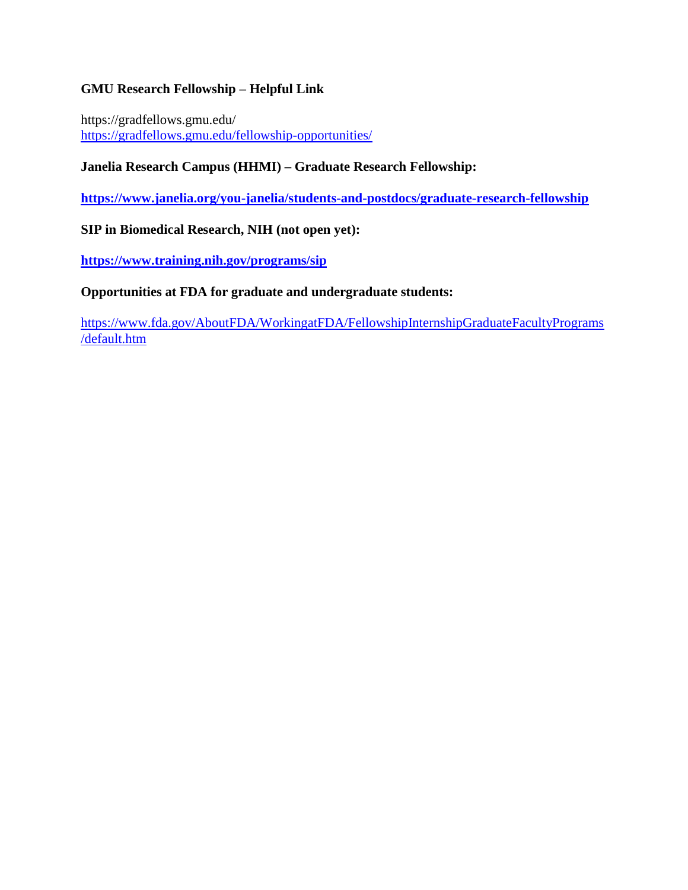**GMU Research Fellowship – Helpful Link**

https://gradfellows.gmu.edu/
https://gradfellows.gmu.edu/fellowship-opportunities/

**Janelia Research Campus (HHMI) – Graduate Research Fellowship:**

**https://www.janelia.org/you-janelia/students-and-postdocs/graduate-research-fellowship**

**SIP in Biomedical Research, NIH (not open yet):**

**https://www.training.nih.gov/programs/sip**

**Opportunities at FDA for graduate and undergraduate students:**

https://www.fda.gov/AboutFDA/WorkingatFDA/FellowshipInternshipGraduateFacultyPrograms/default.htm